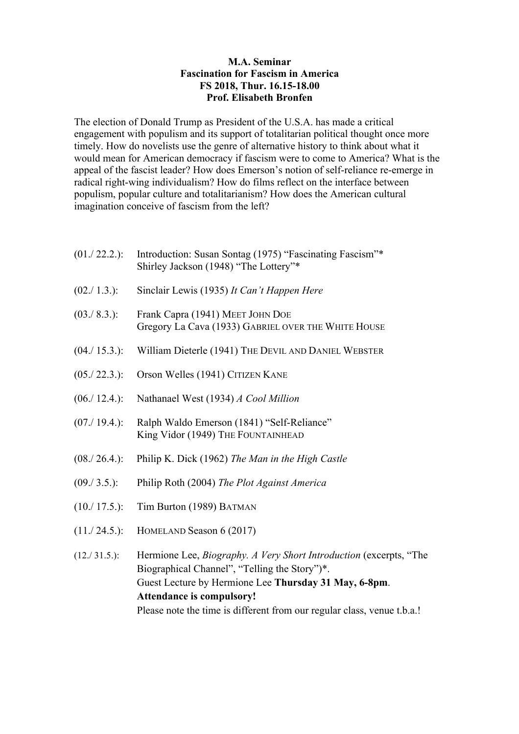**M.A. Seminar**
**Fascination for Fascism in America**
**FS 2018, Thur. 16.15-18.00**
**Prof. Elisabeth Bronfen**

The election of Donald Trump as President of the U.S.A. has made a critical engagement with populism and its support of totalitarian political thought once more timely. How do novelists use the genre of alternative history to think about what it would mean for American democracy if fascism were to come to America? What is the appeal of the fascist leader? How does Emerson's notion of self-reliance re-emerge in radical right-wing individualism? How do films reflect on the interface between populism, popular culture and totalitarianism? How does the American cultural imagination conceive of fascism from the left?

(01./ 22.2.): Introduction: Susan Sontag (1975) "Fascinating Fascism"*
Shirley Jackson (1948) "The Lottery"*

(02./ 1.3.): Sinclair Lewis (1935) *It Can't Happen Here*

(03./ 8.3.): Frank Capra (1941) MEET JOHN DOE
Gregory La Cava (1933) GABRIEL OVER THE WHITE HOUSE

(04./ 15.3.): William Dieterle (1941) THE DEVIL AND DANIEL WEBSTER

(05./ 22.3.): Orson Welles (1941) CITIZEN KANE

(06./ 12.4.): Nathanael West (1934) *A Cool Million*

(07./ 19.4.): Ralph Waldo Emerson (1841) "Self-Reliance"
King Vidor (1949) THE FOUNTAINHEAD

(08./ 26.4.): Philip K. Dick (1962) *The Man in the High Castle*

(09./ 3.5.): Philip Roth (2004) *The Plot Against America*

(10./ 17.5.): Tim Burton (1989) BATMAN

(11./ 24.5.): HOMELAND Season 6 (2017)

(12./ 31.5.): Hermione Lee, *Biography. A Very Short Introduction* (excerpts, "The Biographical Channel", "Telling the Story")*.
Guest Lecture by Hermione Lee **Thursday 31 May, 6-8pm**.
**Attendance is compulsory!**
Please note the time is different from our regular class, venue t.b.a.!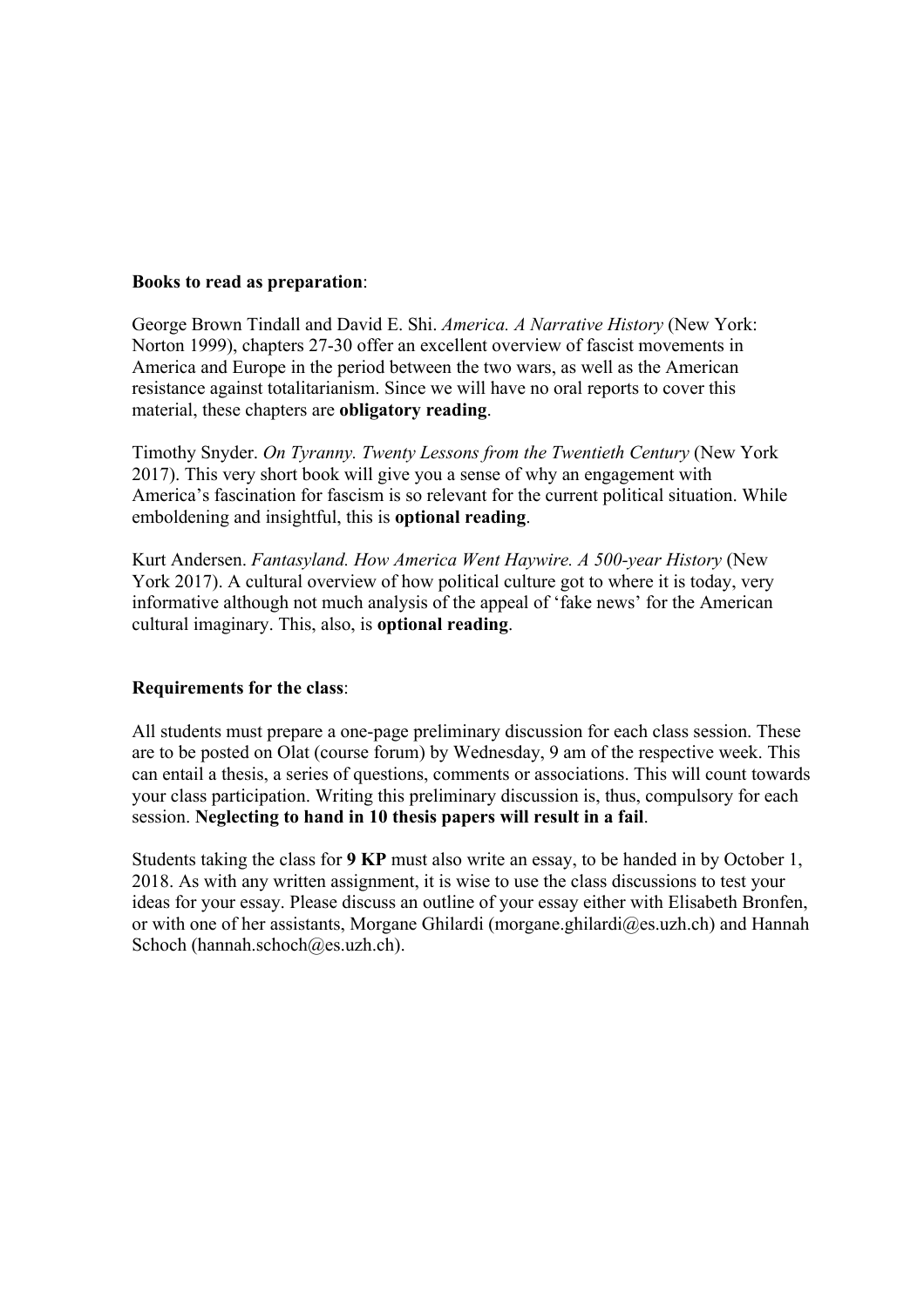**Books to read as preparation**:

George Brown Tindall and David E. Shi. *America. A Narrative History* (New York: Norton 1999), chapters 27-30 offer an excellent overview of fascist movements in America and Europe in the period between the two wars, as well as the American resistance against totalitarianism. Since we will have no oral reports to cover this material, these chapters are **obligatory reading**.

Timothy Snyder. *On Tyranny. Twenty Lessons from the Twentieth Century* (New York 2017). This very short book will give you a sense of why an engagement with America's fascination for fascism is so relevant for the current political situation. While emboldening and insightful, this is **optional reading**.

Kurt Andersen. *Fantasyland. How America Went Haywire. A 500-year History* (New York 2017). A cultural overview of how political culture got to where it is today, very informative although not much analysis of the appeal of 'fake news' for the American cultural imaginary. This, also, is **optional reading**.

**Requirements for the class**:

All students must prepare a one-page preliminary discussion for each class session. These are to be posted on Olat (course forum) by Wednesday, 9 am of the respective week. This can entail a thesis, a series of questions, comments or associations. This will count towards your class participation. Writing this preliminary discussion is, thus, compulsory for each session. **Neglecting to hand in 10 thesis papers will result in a fail**.

Students taking the class for **9 KP** must also write an essay, to be handed in by October 1, 2018. As with any written assignment, it is wise to use the class discussions to test your ideas for your essay. Please discuss an outline of your essay either with Elisabeth Bronfen, or with one of her assistants, Morgane Ghilardi (morgane.ghilardi@es.uzh.ch) and Hannah Schoch (hannah.schoch@es.uzh.ch).